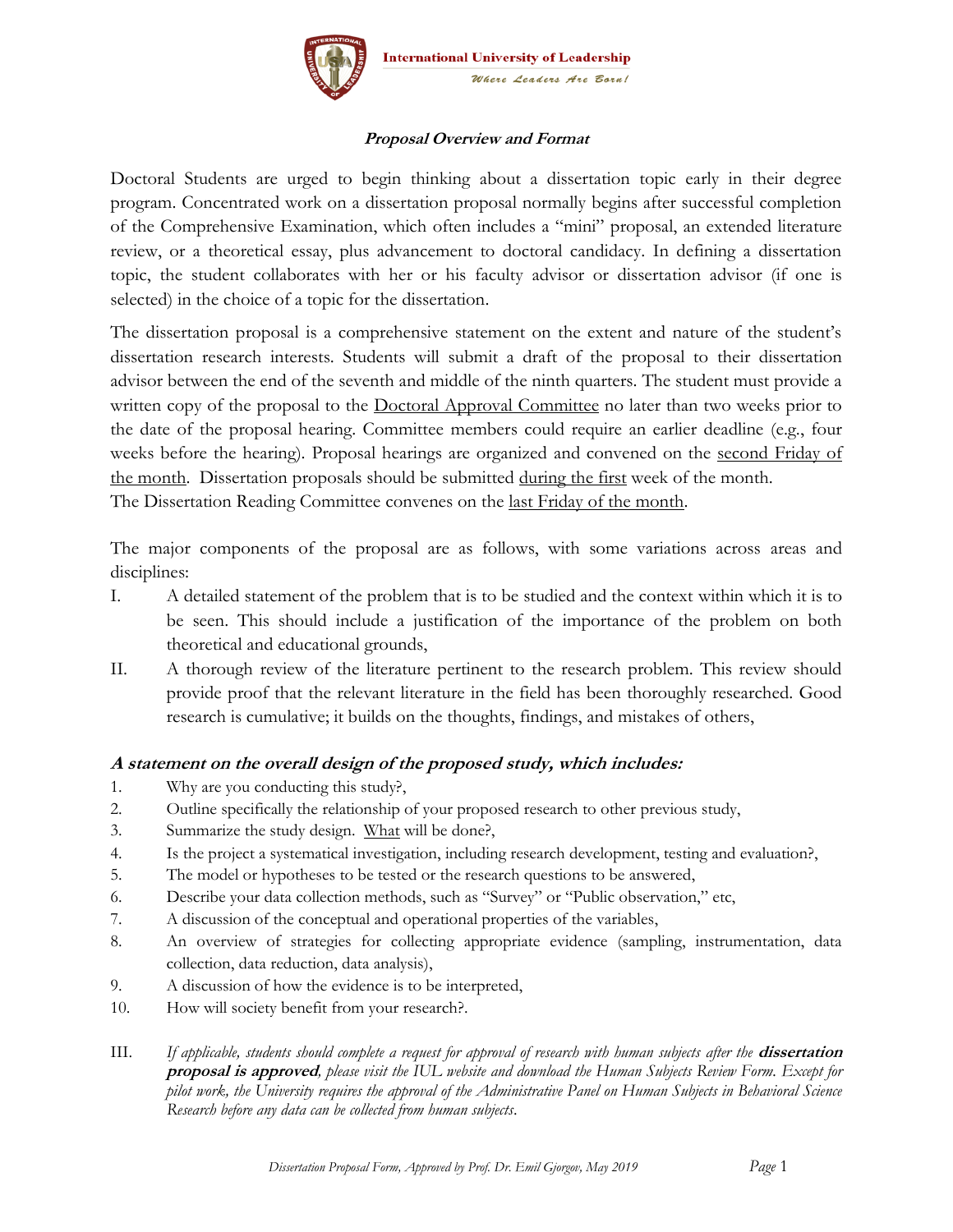**International University of Leadership**

*Where Leaders Are Born!*

## *Proposal Overview and Format*

Doctoral Students are urged to begin thinking about a dissertation topic early in their degree program. Concentrated work on a dissertation proposal normally begins after successful completion of the Comprehensive Examination, which often includes a "mini" proposal, an extended literature review, or a theoretical essay, plus advancement to doctoral candidacy. In defining a dissertation topic, the student collaborates with her or his faculty advisor or dissertation advisor (if one is selected) in the choice of a topic for the dissertation.

The dissertation proposal is a comprehensive statement on the extent and nature of the student's dissertation research interests. Students will submit a draft of the proposal to their dissertation advisor between the end of the seventh and middle of the ninth quarters. The student must provide a written copy of the proposal to the Doctoral Approval Committee no later than two weeks prior to the date of the proposal hearing. Committee members could require an earlier deadline (e.g., four weeks before the hearing). Proposal hearings are organized and convened on the second Friday of the month. Dissertation proposals should be submitted during the first week of the month.
The Dissertation Reading Committee convenes on the last Friday of the month.

The major components of the proposal are as follows, with some variations across areas and disciplines:

I. A detailed statement of the problem that is to be studied and the context within which it is to be seen. This should include a justification of the importance of the problem on both theoretical and educational grounds,

II. A thorough review of the literature pertinent to the research problem. This review should provide proof that the relevant literature in the field has been thoroughly researched. Good research is cumulative; it builds on the thoughts, findings, and mistakes of others,

### *A statement on the overall design of the proposed study, which includes:*

1. Why are you conducting this study?,
2. Outline specifically the relationship of your proposed research to other previous study,
3. Summarize the study design. What will be done?,
4. Is the project a systematical investigation, including research development, testing and evaluation?,
5. The model or hypotheses to be tested or the research questions to be answered,
6. Describe your data collection methods, such as "Survey" or "Public observation," etc,
7. A discussion of the conceptual and operational properties of the variables,
8. An overview of strategies for collecting appropriate evidence (sampling, instrumentation, data collection, data reduction, data analysis),
9. A discussion of how the evidence is to be interpreted,
10. How will society benefit from your research?.

III. *If applicable, students should complete a request for approval of research with human subjects after the* ***dissertation proposal is approved****, please visit the IUL website and download the Human Subjects Review Form. Except for pilot work, the University requires the approval of the Administrative Panel on Human Subjects in Behavioral Science Research before any data can be collected from human subjects.*

*Dissertation Proposal Form, Approved by Prof. Dr. Emil Gjorgov, May 2019*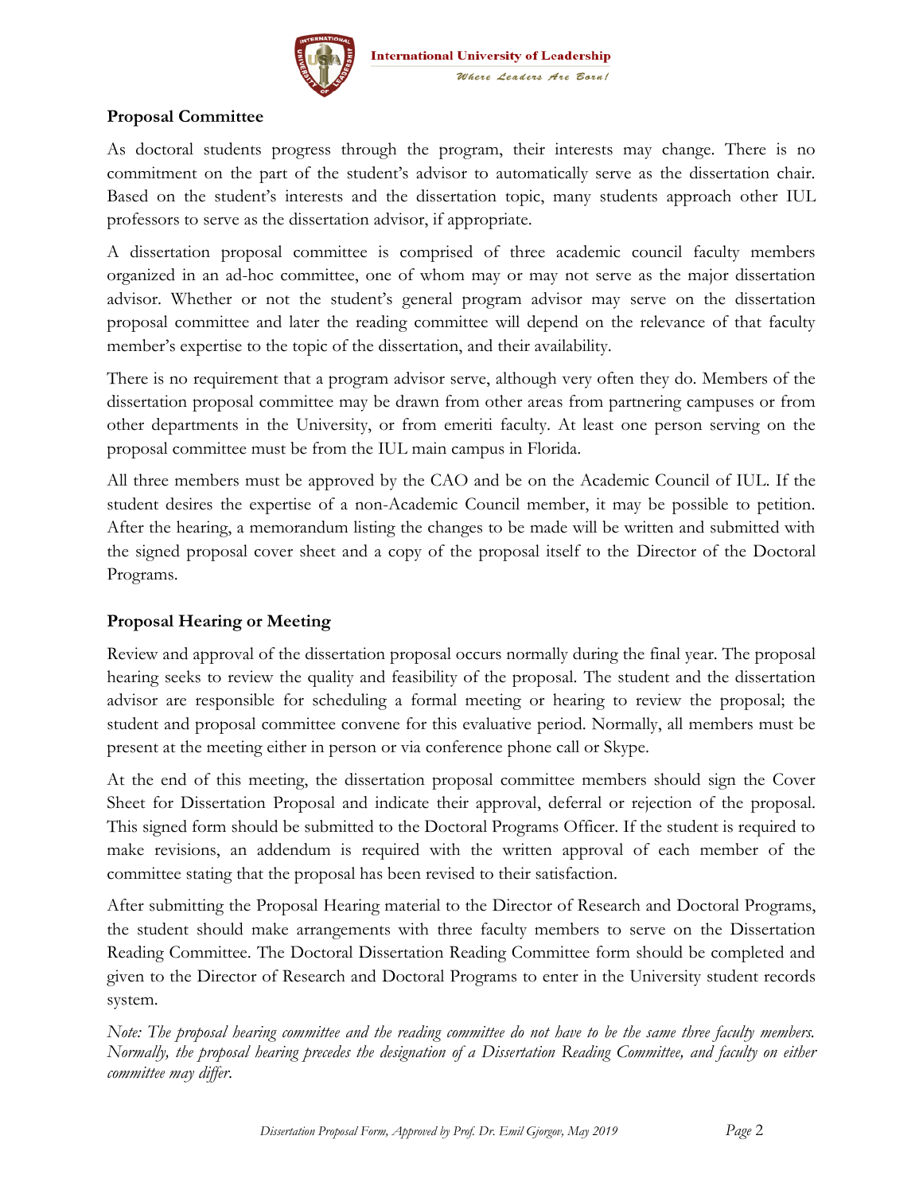## Proposal Committee

As doctoral students progress through the program, their interests may change. There is no commitment on the part of the student's advisor to automatically serve as the dissertation chair. Based on the student's interests and the dissertation topic, many students approach other IUL professors to serve as the dissertation advisor, if appropriate.

A dissertation proposal committee is comprised of three academic council faculty members organized in an ad-hoc committee, one of whom may or may not serve as the major dissertation advisor. Whether or not the student's general program advisor may serve on the dissertation proposal committee and later the reading committee will depend on the relevance of that faculty member's expertise to the topic of the dissertation, and their availability.

There is no requirement that a program advisor serve, although very often they do. Members of the dissertation proposal committee may be drawn from other areas from partnering campuses or from other departments in the University, or from emeriti faculty. At least one person serving on the proposal committee must be from the IUL main campus in Florida.

All three members must be approved by the CAO and be on the Academic Council of IUL. If the student desires the expertise of a non-Academic Council member, it may be possible to petition. After the hearing, a memorandum listing the changes to be made will be written and submitted with the signed proposal cover sheet and a copy of the proposal itself to the Director of the Doctoral Programs.

## Proposal Hearing or Meeting

Review and approval of the dissertation proposal occurs normally during the final year. The proposal hearing seeks to review the quality and feasibility of the proposal. The student and the dissertation advisor are responsible for scheduling a formal meeting or hearing to review the proposal; the student and proposal committee convene for this evaluative period. Normally, all members must be present at the meeting either in person or via conference phone call or Skype.

At the end of this meeting, the dissertation proposal committee members should sign the Cover Sheet for Dissertation Proposal and indicate their approval, deferral or rejection of the proposal. This signed form should be submitted to the Doctoral Programs Officer. If the student is required to make revisions, an addendum is required with the written approval of each member of the committee stating that the proposal has been revised to their satisfaction.

After submitting the Proposal Hearing material to the Director of Research and Doctoral Programs, the student should make arrangements with three faculty members to serve on the Dissertation Reading Committee. The Doctoral Dissertation Reading Committee form should be completed and given to the Director of Research and Doctoral Programs to enter in the University student records system.

*Note: The proposal hearing committee and the reading committee do not have to be the same three faculty members. Normally, the proposal hearing precedes the designation of a Dissertation Reading Committee, and faculty on either committee may differ.*